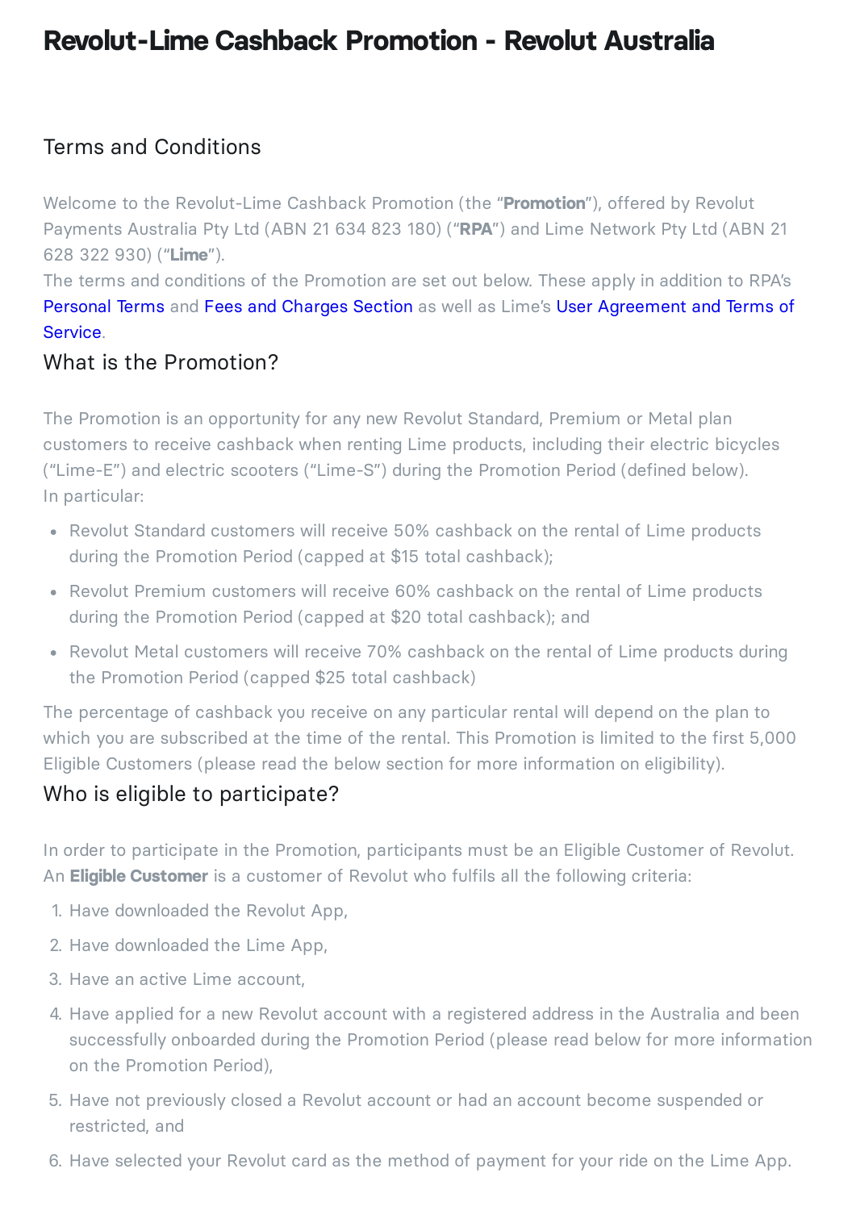# Revolut-Lime Cashback Promotion - Revolut Australia

## Terms and Conditions

Welcome to the Revolut-Lime Cashback Promotion (the "**Promotion**"), offered by Revolut Payments Australia Pty Ltd (ABN 21 634 823 180) ("**RPA**") and Lime Network Pty Ltd (ABN 21 628 322 930) ("**Lime**").

The terms and conditions of the Promotion are set out below. These apply in addition to RPA's Personal Terms and Fees and Charges Section as well as Lime's User Agreement and Terms of Service.

## What is the Promotion?

The Promotion is an opportunity for any new Revolut Standard, Premium or Metal plan customers to receive cashback when renting Lime products, including their electric bicycles ("Lime-E") and electric scooters ("Lime-S") during the Promotion Period (defined below).

In particular:

- Revolut Standard customers will receive 50% cashback on the rental of Lime products during the Promotion Period (capped at $15 total cashback);
- Revolut Premium customers will receive 60% cashback on the rental of Lime products during the Promotion Period (capped at $20 total cashback); and
- Revolut Metal customers will receive 70% cashback on the rental of Lime products during the Promotion Period (capped $25 total cashback)

The percentage of cashback you receive on any particular rental will depend on the plan to which you are subscribed at the time of the rental. This Promotion is limited to the first 5,000 Eligible Customers (please read the below section for more information on eligibility).

## Who is eligible to participate?

In order to participate in the Promotion, participants must be an Eligible Customer of Revolut. An **Eligible Customer** is a customer of Revolut who fulfils all the following criteria:

1. Have downloaded the Revolut App,
2. Have downloaded the Lime App,
3. Have an active Lime account,
4. Have applied for a new Revolut account with a registered address in the Australia and been successfully onboarded during the Promotion Period (please read below for more information on the Promotion Period),
5. Have not previously closed a Revolut account or had an account become suspended or restricted, and
6. Have selected your Revolut card as the method of payment for your ride on the Lime App.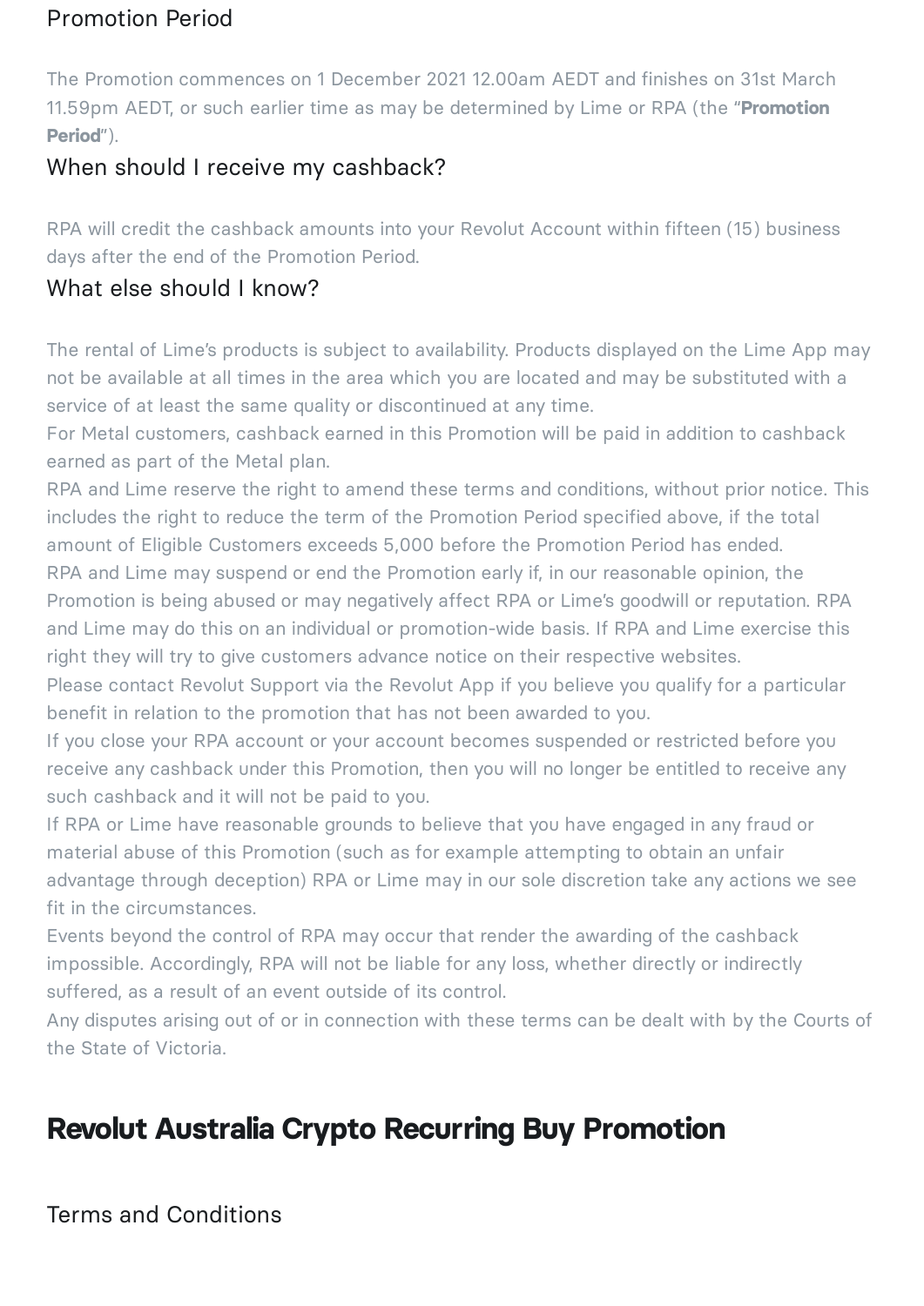### Promotion Period

The Promotion commences on 1 December 2021 12.00am AEDT and finishes on 31st March 11.59pm AEDT, or such earlier time as may be determined by Lime or RPA (the "**Promotion Period**").

### When should I receive my cashback?

RPA will credit the cashback amounts into your Revolut Account within fifteen (15) business days after the end of the Promotion Period.

### What else should I know?

The rental of Lime's products is subject to availability. Products displayed on the Lime App may not be available at all times in the area which you are located and may be substituted with a service of at least the same quality or discontinued at any time.

For Metal customers, cashback earned in this Promotion will be paid in addition to cashback earned as part of the Metal plan.

RPA and Lime reserve the right to amend these terms and conditions, without prior notice. This includes the right to reduce the term of the Promotion Period specified above, if the total amount of Eligible Customers exceeds 5,000 before the Promotion Period has ended.

RPA and Lime may suspend or end the Promotion early if, in our reasonable opinion, the Promotion is being abused or may negatively affect RPA or Lime's goodwill or reputation. RPA and Lime may do this on an individual or promotion-wide basis. If RPA and Lime exercise this right they will try to give customers advance notice on their respective websites.

Please contact Revolut Support via the Revolut App if you believe you qualify for a particular benefit in relation to the promotion that has not been awarded to you.

If you close your RPA account or your account becomes suspended or restricted before you receive any cashback under this Promotion, then you will no longer be entitled to receive any such cashback and it will not be paid to you.

If RPA or Lime have reasonable grounds to believe that you have engaged in any fraud or material abuse of this Promotion (such as for example attempting to obtain an unfair advantage through deception) RPA or Lime may in our sole discretion take any actions we see fit in the circumstances.

Events beyond the control of RPA may occur that render the awarding of the cashback impossible. Accordingly, RPA will not be liable for any loss, whether directly or indirectly suffered, as a result of an event outside of its control.

Any disputes arising out of or in connection with these terms can be dealt with by the Courts of the State of Victoria.

## Revolut Australia Crypto Recurring Buy Promotion

### Terms and Conditions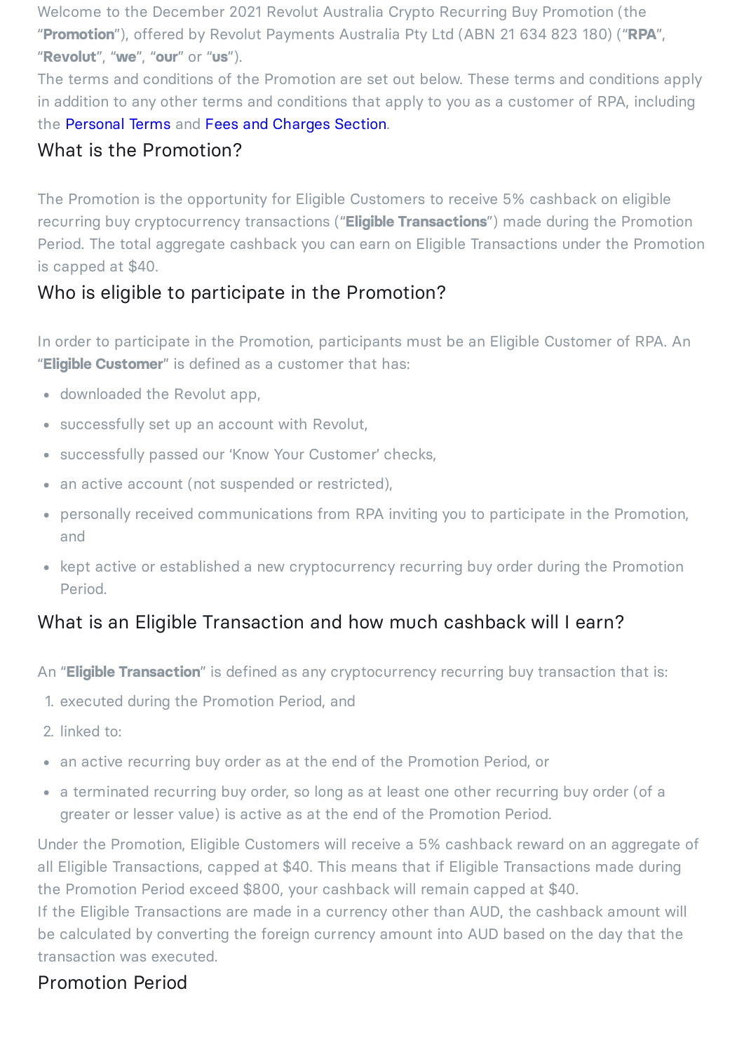Welcome to the December 2021 Revolut Australia Crypto Recurring Buy Promotion (the "**Promotion**"), offered by Revolut Payments Australia Pty Ltd (ABN 21 634 823 180) ("**RPA**", "**Revolut**", "**we**", "**our**" or "**us**").

The terms and conditions of the Promotion are set out below. These terms and conditions apply in addition to any other terms and conditions that apply to you as a customer of RPA, including the Personal Terms and Fees and Charges Section.

## What is the Promotion?

The Promotion is the opportunity for Eligible Customers to receive 5% cashback on eligible recurring buy cryptocurrency transactions ("**Eligible Transactions**") made during the Promotion Period. The total aggregate cashback you can earn on Eligible Transactions under the Promotion is capped at $40.

## Who is eligible to participate in the Promotion?

In order to participate in the Promotion, participants must be an Eligible Customer of RPA. An "**Eligible Customer**" is defined as a customer that has:

- downloaded the Revolut app,
- successfully set up an account with Revolut,
- successfully passed our 'Know Your Customer' checks,
- an active account (not suspended or restricted),
- personally received communications from RPA inviting you to participate in the Promotion, and
- kept active or established a new cryptocurrency recurring buy order during the Promotion Period.

## What is an Eligible Transaction and how much cashback will I earn?

An "**Eligible Transaction**" is defined as any cryptocurrency recurring buy transaction that is:

1. executed during the Promotion Period, and
2. linked to:

- an active recurring buy order as at the end of the Promotion Period, or
- a terminated recurring buy order, so long as at least one other recurring buy order (of a greater or lesser value) is active as at the end of the Promotion Period.

Under the Promotion, Eligible Customers will receive a 5% cashback reward on an aggregate of all Eligible Transactions, capped at $40. This means that if Eligible Transactions made during the Promotion Period exceed $800, your cashback will remain capped at $40.

If the Eligible Transactions are made in a currency other than AUD, the cashback amount will be calculated by converting the foreign currency amount into AUD based on the day that the transaction was executed.

## Promotion Period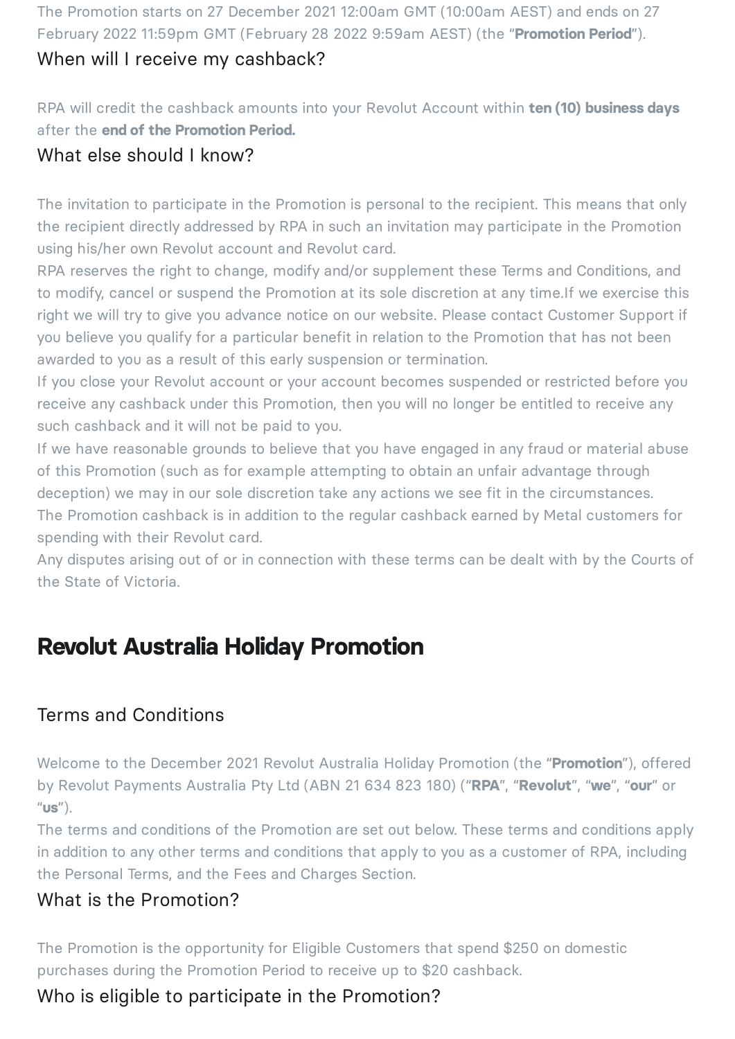The Promotion starts on 27 December 2021 12:00am GMT (10:00am AEST) and ends on 27 February 2022 11:59pm GMT (February 28 2022 9:59am AEST) (the "**Promotion Period**").

### When will I receive my cashback?

RPA will credit the cashback amounts into your Revolut Account within **ten (10) business days** after the **end of the Promotion Period.**

### What else should I know?

The invitation to participate in the Promotion is personal to the recipient. This means that only the recipient directly addressed by RPA in such an invitation may participate in the Promotion using his/her own Revolut account and Revolut card.

RPA reserves the right to change, modify and/or supplement these Terms and Conditions, and to modify, cancel or suspend the Promotion at its sole discretion at any time.If we exercise this right we will try to give you advance notice on our website. Please contact Customer Support if you believe you qualify for a particular benefit in relation to the Promotion that has not been awarded to you as a result of this early suspension or termination.

If you close your Revolut account or your account becomes suspended or restricted before you receive any cashback under this Promotion, then you will no longer be entitled to receive any such cashback and it will not be paid to you.

If we have reasonable grounds to believe that you have engaged in any fraud or material abuse of this Promotion (such as for example attempting to obtain an unfair advantage through deception) we may in our sole discretion take any actions we see fit in the circumstances.

The Promotion cashback is in addition to the regular cashback earned by Metal customers for spending with their Revolut card.

Any disputes arising out of or in connection with these terms can be dealt with by the Courts of the State of Victoria.

## Revolut Australia Holiday Promotion

### Terms and Conditions

Welcome to the December 2021 Revolut Australia Holiday Promotion (the "**Promotion**"), offered by Revolut Payments Australia Pty Ltd (ABN 21 634 823 180) ("**RPA**", "**Revolut**", "**we**", "**our**" or "**us**").

The terms and conditions of the Promotion are set out below. These terms and conditions apply in addition to any other terms and conditions that apply to you as a customer of RPA, including the Personal Terms, and the Fees and Charges Section.

### What is the Promotion?

The Promotion is the opportunity for Eligible Customers that spend $250 on domestic purchases during the Promotion Period to receive up to $20 cashback.

### Who is eligible to participate in the Promotion?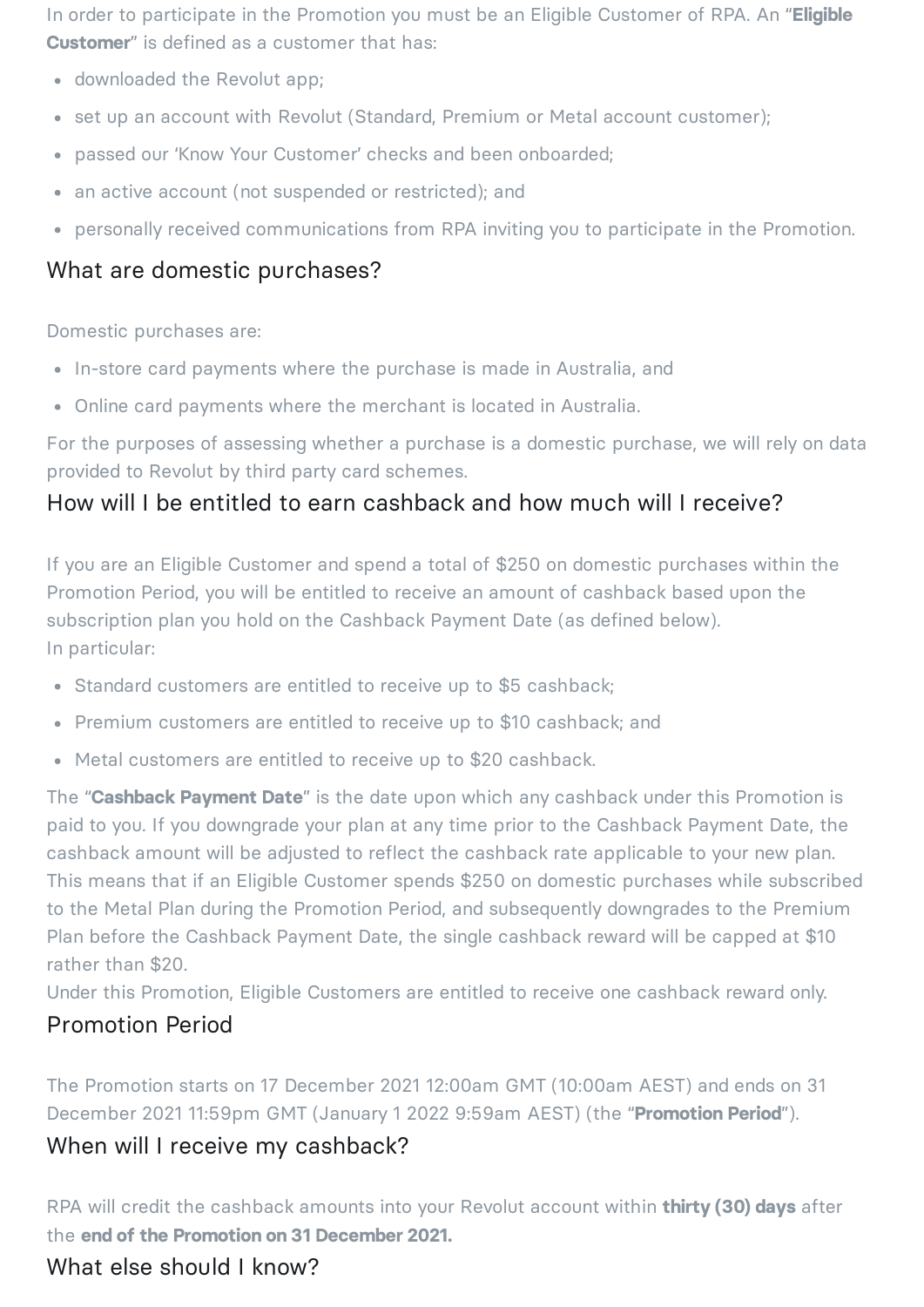In order to participate in the Promotion you must be an Eligible Customer of RPA. An "**Eligible Customer**" is defined as a customer that has:

- downloaded the Revolut app;
- set up an account with Revolut (Standard, Premium or Metal account customer);
- passed our 'Know Your Customer' checks and been onboarded;
- an active account (not suspended or restricted); and
- personally received communications from RPA inviting you to participate in the Promotion.

## What are domestic purchases?

Domestic purchases are:

- In-store card payments where the purchase is made in Australia, and
- Online card payments where the merchant is located in Australia.

For the purposes of assessing whether a purchase is a domestic purchase, we will rely on data provided to Revolut by third party card schemes.

## How will I be entitled to earn cashback and how much will I receive?

If you are an Eligible Customer and spend a total of $250 on domestic purchases within the Promotion Period, you will be entitled to receive an amount of cashback based upon the subscription plan you hold on the Cashback Payment Date (as defined below).
In particular:

- Standard customers are entitled to receive up to $5 cashback;
- Premium customers are entitled to receive up to $10 cashback; and
- Metal customers are entitled to receive up to $20 cashback.

The "**Cashback Payment Date**" is the date upon which any cashback under this Promotion is paid to you. If you downgrade your plan at any time prior to the Cashback Payment Date, the cashback amount will be adjusted to reflect the cashback rate applicable to your new plan. This means that if an Eligible Customer spends $250 on domestic purchases while subscribed to the Metal Plan during the Promotion Period, and subsequently downgrades to the Premium Plan before the Cashback Payment Date, the single cashback reward will be capped at $10 rather than $20.
Under this Promotion, Eligible Customers are entitled to receive one cashback reward only.

## Promotion Period

The Promotion starts on 17 December 2021 12:00am GMT (10:00am AEST) and ends on 31 December 2021 11:59pm GMT (January 1 2022 9:59am AEST) (the "**Promotion Period**").

## When will I receive my cashback?

RPA will credit the cashback amounts into your Revolut account within **thirty (30) days** after the **end of the Promotion on 31 December 2021.**

## What else should I know?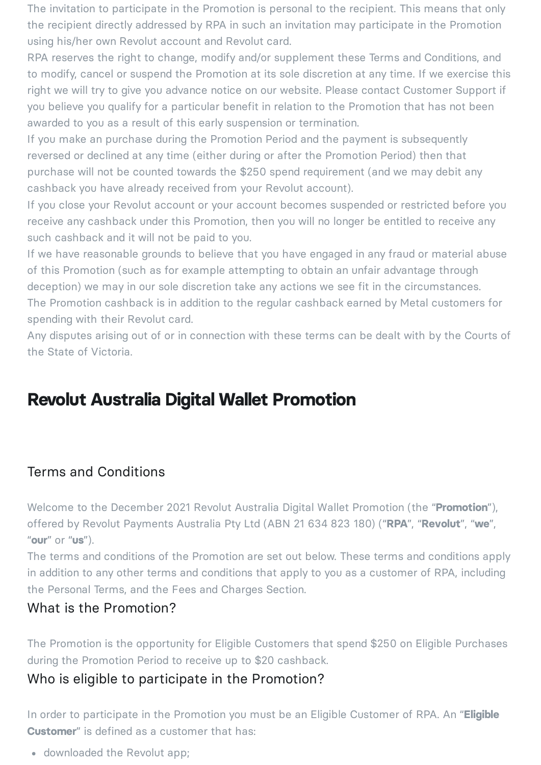The invitation to participate in the Promotion is personal to the recipient. This means that only the recipient directly addressed by RPA in such an invitation may participate in the Promotion using his/her own Revolut account and Revolut card.

RPA reserves the right to change, modify and/or supplement these Terms and Conditions, and to modify, cancel or suspend the Promotion at its sole discretion at any time. If we exercise this right we will try to give you advance notice on our website. Please contact Customer Support if you believe you qualify for a particular benefit in relation to the Promotion that has not been awarded to you as a result of this early suspension or termination.

If you make an purchase during the Promotion Period and the payment is subsequently reversed or declined at any time (either during or after the Promotion Period) then that purchase will not be counted towards the $250 spend requirement (and we may debit any cashback you have already received from your Revolut account).

If you close your Revolut account or your account becomes suspended or restricted before you receive any cashback under this Promotion, then you will no longer be entitled to receive any such cashback and it will not be paid to you.

If we have reasonable grounds to believe that you have engaged in any fraud or material abuse of this Promotion (such as for example attempting to obtain an unfair advantage through deception) we may in our sole discretion take any actions we see fit in the circumstances.

The Promotion cashback is in addition to the regular cashback earned by Metal customers for spending with their Revolut card.

Any disputes arising out of or in connection with these terms can be dealt with by the Courts of the State of Victoria.

# Revolut Australia Digital Wallet Promotion

## Terms and Conditions

Welcome to the December 2021 Revolut Australia Digital Wallet Promotion (the "**Promotion**"), offered by Revolut Payments Australia Pty Ltd (ABN 21 634 823 180) ("**RPA**", "**Revolut**", "**we**", "**our**" or "**us**").

The terms and conditions of the Promotion are set out below. These terms and conditions apply in addition to any other terms and conditions that apply to you as a customer of RPA, including the Personal Terms, and the Fees and Charges Section.

### What is the Promotion?

The Promotion is the opportunity for Eligible Customers that spend $250 on Eligible Purchases during the Promotion Period to receive up to $20 cashback.

### Who is eligible to participate in the Promotion?

In order to participate in the Promotion you must be an Eligible Customer of RPA. An "**Eligible Customer**" is defined as a customer that has:

- downloaded the Revolut app;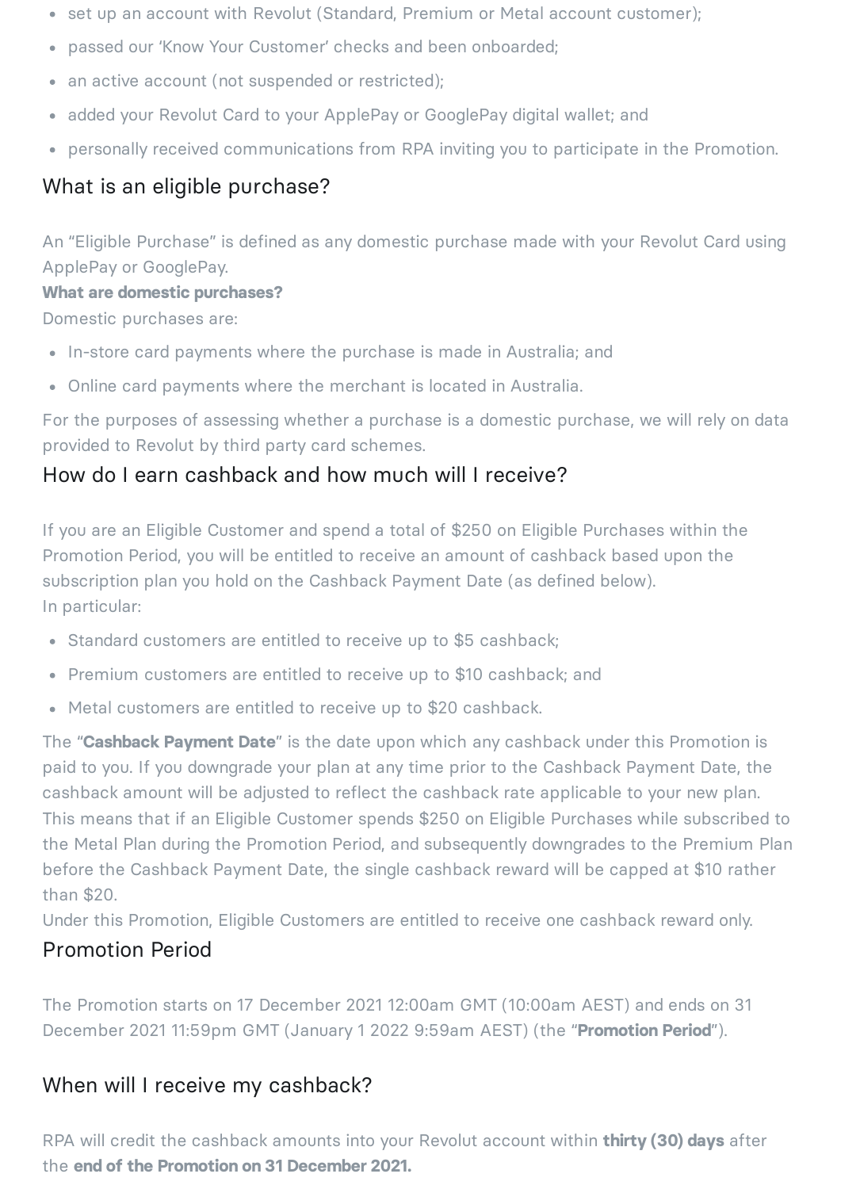- set up an account with Revolut (Standard, Premium or Metal account customer);
- passed our 'Know Your Customer' checks and been onboarded;
- an active account (not suspended or restricted);
- added your Revolut Card to your ApplePay or GooglePay digital wallet; and
- personally received communications from RPA inviting you to participate in the Promotion.

## What is an eligible purchase?

An "Eligible Purchase" is defined as any domestic purchase made with your Revolut Card using ApplePay or GooglePay.

**What are domestic purchases?**

Domestic purchases are:

- In-store card payments where the purchase is made in Australia; and
- Online card payments where the merchant is located in Australia.

For the purposes of assessing whether a purchase is a domestic purchase, we will rely on data provided to Revolut by third party card schemes.

## How do I earn cashback and how much will I receive?

If you are an Eligible Customer and spend a total of $250 on Eligible Purchases within the Promotion Period, you will be entitled to receive an amount of cashback based upon the subscription plan you hold on the Cashback Payment Date (as defined below).

In particular:

- Standard customers are entitled to receive up to $5 cashback;
- Premium customers are entitled to receive up to $10 cashback; and
- Metal customers are entitled to receive up to $20 cashback.

The "**Cashback Payment Date**" is the date upon which any cashback under this Promotion is paid to you. If you downgrade your plan at any time prior to the Cashback Payment Date, the cashback amount will be adjusted to reflect the cashback rate applicable to your new plan. This means that if an Eligible Customer spends $250 on Eligible Purchases while subscribed to the Metal Plan during the Promotion Period, and subsequently downgrades to the Premium Plan before the Cashback Payment Date, the single cashback reward will be capped at $10 rather than $20.

Under this Promotion, Eligible Customers are entitled to receive one cashback reward only.

## Promotion Period

The Promotion starts on 17 December 2021 12:00am GMT (10:00am AEST) and ends on 31 December 2021 11:59pm GMT (January 1 2022 9:59am AEST) (the "**Promotion Period**").

## When will I receive my cashback?

RPA will credit the cashback amounts into your Revolut account within **thirty (30) days** after the **end of the Promotion on 31 December 2021.**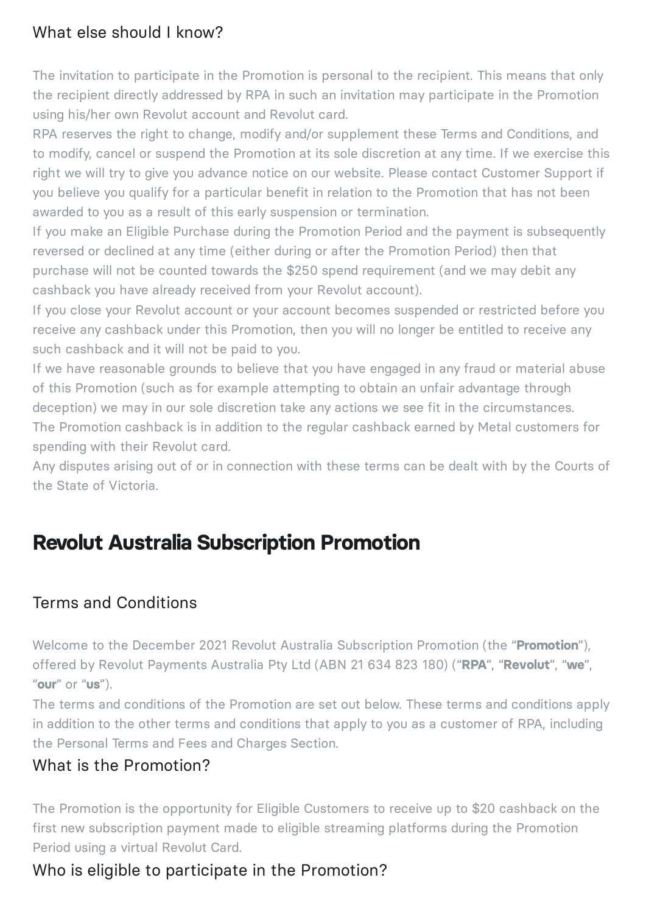### What else should I know?

The invitation to participate in the Promotion is personal to the recipient. This means that only the recipient directly addressed by RPA in such an invitation may participate in the Promotion using his/her own Revolut account and Revolut card.

RPA reserves the right to change, modify and/or supplement these Terms and Conditions, and to modify, cancel or suspend the Promotion at its sole discretion at any time. If we exercise this right we will try to give you advance notice on our website. Please contact Customer Support if you believe you qualify for a particular benefit in relation to the Promotion that has not been awarded to you as a result of this early suspension or termination.

If you make an Eligible Purchase during the Promotion Period and the payment is subsequently reversed or declined at any time (either during or after the Promotion Period) then that purchase will not be counted towards the $250 spend requirement (and we may debit any cashback you have already received from your Revolut account).

If you close your Revolut account or your account becomes suspended or restricted before you receive any cashback under this Promotion, then you will no longer be entitled to receive any such cashback and it will not be paid to you.

If we have reasonable grounds to believe that you have engaged in any fraud or material abuse of this Promotion (such as for example attempting to obtain an unfair advantage through deception) we may in our sole discretion take any actions we see fit in the circumstances.

The Promotion cashback is in addition to the regular cashback earned by Metal customers for spending with their Revolut card.

Any disputes arising out of or in connection with these terms can be dealt with by the Courts of the State of Victoria.

## Revolut Australia Subscription Promotion

### Terms and Conditions

Welcome to the December 2021 Revolut Australia Subscription Promotion (the "**Promotion**"), offered by Revolut Payments Australia Pty Ltd (ABN 21 634 823 180) ("**RPA**", "**Revolut**", "**we**", "**our**" or "**us**").

The terms and conditions of the Promotion are set out below. These terms and conditions apply in addition to the other terms and conditions that apply to you as a customer of RPA, including the Personal Terms and Fees and Charges Section.

### What is the Promotion?

The Promotion is the opportunity for Eligible Customers to receive up to $20 cashback on the first new subscription payment made to eligible streaming platforms during the Promotion Period using a virtual Revolut Card.

### Who is eligible to participate in the Promotion?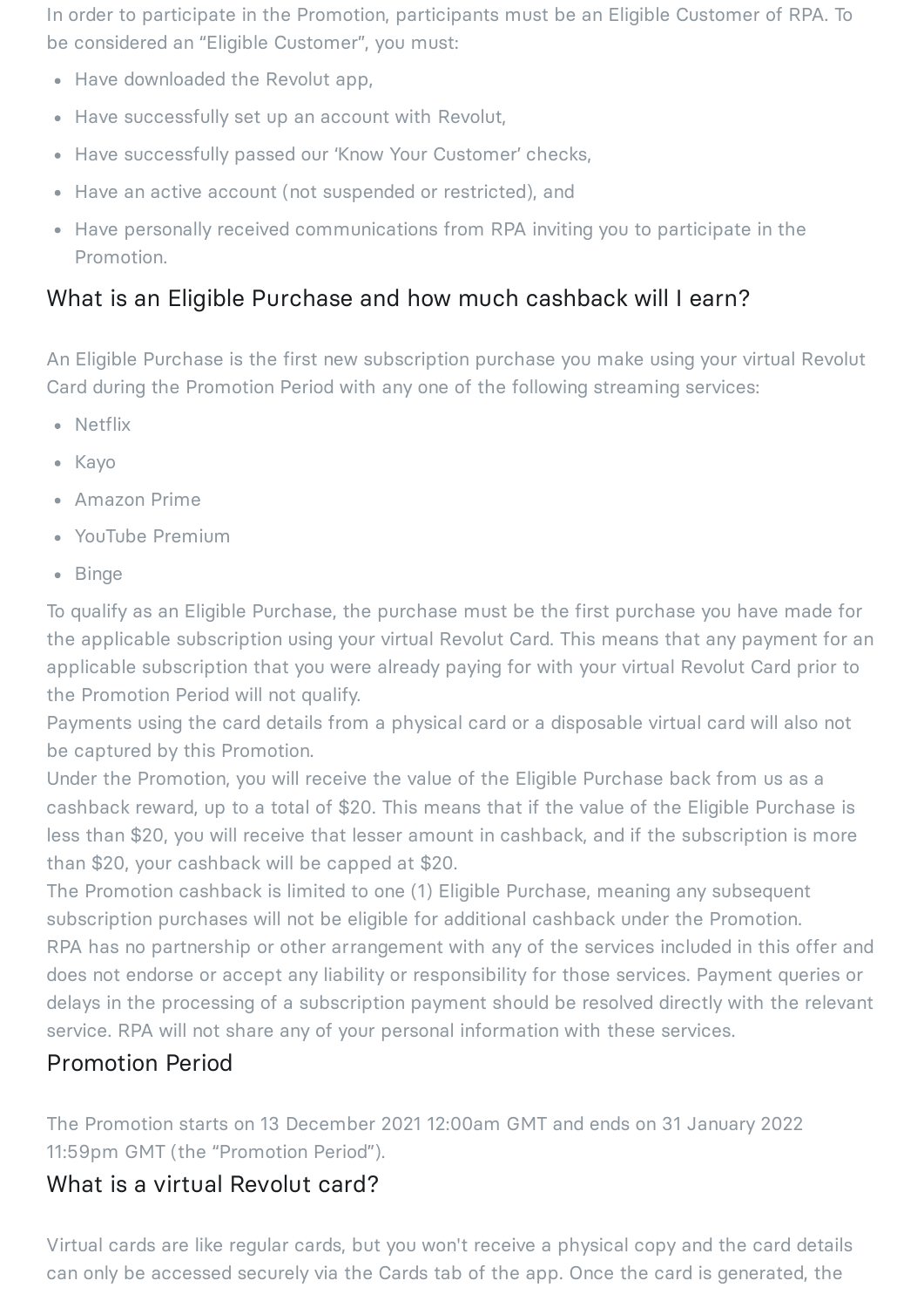In order to participate in the Promotion, participants must be an Eligible Customer of RPA. To be considered an "Eligible Customer", you must:

- Have downloaded the Revolut app,
- Have successfully set up an account with Revolut,
- Have successfully passed our 'Know Your Customer' checks,
- Have an active account (not suspended or restricted), and
- Have personally received communications from RPA inviting you to participate in the Promotion.

## What is an Eligible Purchase and how much cashback will I earn?

An Eligible Purchase is the first new subscription purchase you make using your virtual Revolut Card during the Promotion Period with any one of the following streaming services:

- Netflix
- Kayo
- Amazon Prime
- YouTube Premium
- Binge

To qualify as an Eligible Purchase, the purchase must be the first purchase you have made for the applicable subscription using your virtual Revolut Card. This means that any payment for an applicable subscription that you were already paying for with your virtual Revolut Card prior to the Promotion Period will not qualify.
Payments using the card details from a physical card or a disposable virtual card will also not be captured by this Promotion.
Under the Promotion, you will receive the value of the Eligible Purchase back from us as a cashback reward, up to a total of $20. This means that if the value of the Eligible Purchase is less than $20, you will receive that lesser amount in cashback, and if the subscription is more than $20, your cashback will be capped at $20.
The Promotion cashback is limited to one (1) Eligible Purchase, meaning any subsequent subscription purchases will not be eligible for additional cashback under the Promotion.
RPA has no partnership or other arrangement with any of the services included in this offer and does not endorse or accept any liability or responsibility for those services. Payment queries or delays in the processing of a subscription payment should be resolved directly with the relevant service. RPA will not share any of your personal information with these services.

## Promotion Period

The Promotion starts on 13 December 2021 12:00am GMT and ends on 31 January 2022 11:59pm GMT (the "Promotion Period").

## What is a virtual Revolut card?

Virtual cards are like regular cards, but you won't receive a physical copy and the card details can only be accessed securely via the Cards tab of the app. Once the card is generated, the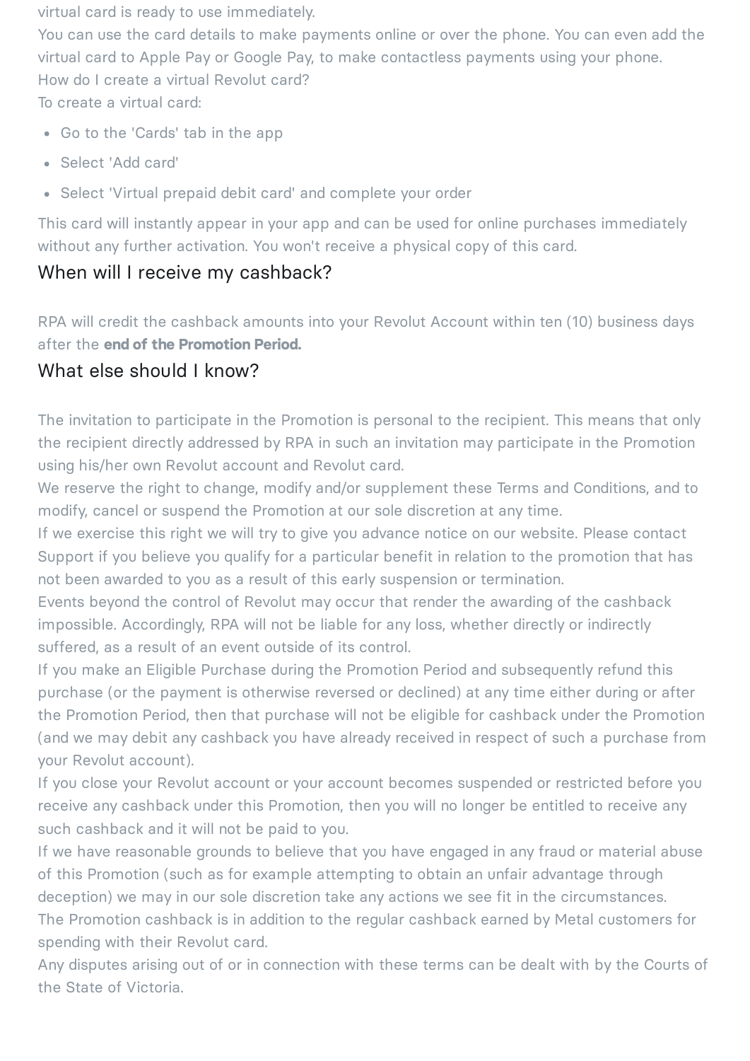virtual card is ready to use immediately.

You can use the card details to make payments online or over the phone. You can even add the virtual card to Apple Pay or Google Pay, to make contactless payments using your phone.

How do I create a virtual Revolut card?

To create a virtual card:

- Go to the 'Cards' tab in the app
- Select 'Add card'
- Select 'Virtual prepaid debit card' and complete your order

This card will instantly appear in your app and can be used for online purchases immediately without any further activation. You won't receive a physical copy of this card.

## When will I receive my cashback?

RPA will credit the cashback amounts into your Revolut Account within ten (10) business days after the **end of the Promotion Period.**

## What else should I know?

The invitation to participate in the Promotion is personal to the recipient. This means that only the recipient directly addressed by RPA in such an invitation may participate in the Promotion using his/her own Revolut account and Revolut card.

We reserve the right to change, modify and/or supplement these Terms and Conditions, and to modify, cancel or suspend the Promotion at our sole discretion at any time.

If we exercise this right we will try to give you advance notice on our website. Please contact Support if you believe you qualify for a particular benefit in relation to the promotion that has not been awarded to you as a result of this early suspension or termination.

Events beyond the control of Revolut may occur that render the awarding of the cashback impossible. Accordingly, RPA will not be liable for any loss, whether directly or indirectly suffered, as a result of an event outside of its control.

If you make an Eligible Purchase during the Promotion Period and subsequently refund this purchase (or the payment is otherwise reversed or declined) at any time either during or after the Promotion Period, then that purchase will not be eligible for cashback under the Promotion (and we may debit any cashback you have already received in respect of such a purchase from your Revolut account).

If you close your Revolut account or your account becomes suspended or restricted before you receive any cashback under this Promotion, then you will no longer be entitled to receive any such cashback and it will not be paid to you.

If we have reasonable grounds to believe that you have engaged in any fraud or material abuse of this Promotion (such as for example attempting to obtain an unfair advantage through deception) we may in our sole discretion take any actions we see fit in the circumstances.

The Promotion cashback is in addition to the regular cashback earned by Metal customers for spending with their Revolut card.

Any disputes arising out of or in connection with these terms can be dealt with by the Courts of the State of Victoria.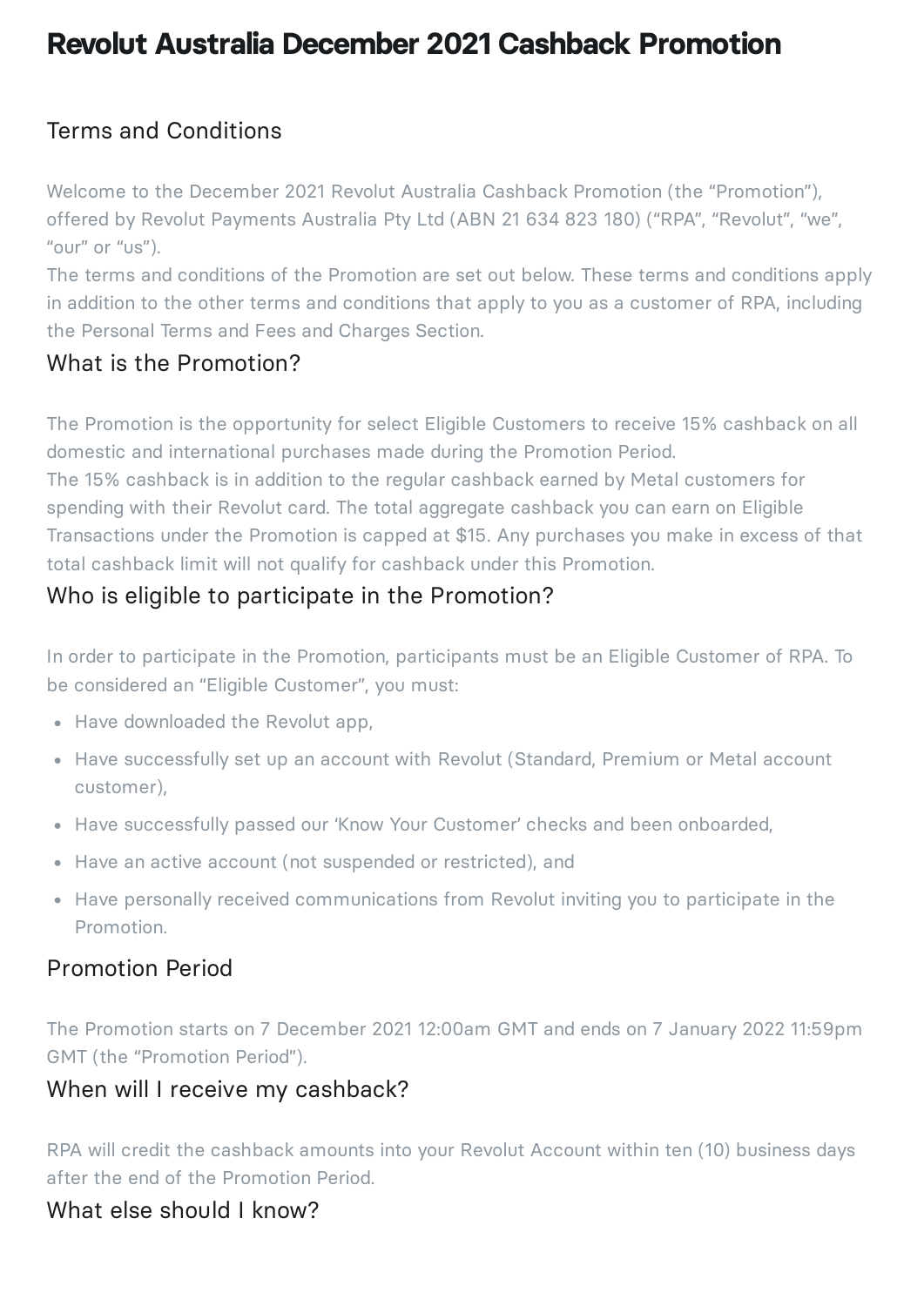# Revolut Australia December 2021 Cashback Promotion

## Terms and Conditions

Welcome to the December 2021 Revolut Australia Cashback Promotion (the "Promotion"), offered by Revolut Payments Australia Pty Ltd (ABN 21 634 823 180) ("RPA", "Revolut", "we", "our" or "us").
The terms and conditions of the Promotion are set out below. These terms and conditions apply in addition to the other terms and conditions that apply to you as a customer of RPA, including the Personal Terms and Fees and Charges Section.

## What is the Promotion?

The Promotion is the opportunity for select Eligible Customers to receive 15% cashback on all domestic and international purchases made during the Promotion Period.
The 15% cashback is in addition to the regular cashback earned by Metal customers for spending with their Revolut card. The total aggregate cashback you can earn on Eligible Transactions under the Promotion is capped at $15. Any purchases you make in excess of that total cashback limit will not qualify for cashback under this Promotion.

## Who is eligible to participate in the Promotion?

In order to participate in the Promotion, participants must be an Eligible Customer of RPA. To be considered an "Eligible Customer", you must:

- Have downloaded the Revolut app,
- Have successfully set up an account with Revolut (Standard, Premium or Metal account customer),
- Have successfully passed our 'Know Your Customer' checks and been onboarded,
- Have an active account (not suspended or restricted), and
- Have personally received communications from Revolut inviting you to participate in the Promotion.

## Promotion Period

The Promotion starts on 7 December 2021 12:00am GMT and ends on 7 January 2022 11:59pm GMT (the "Promotion Period").

## When will I receive my cashback?

RPA will credit the cashback amounts into your Revolut Account within ten (10) business days after the end of the Promotion Period.

## What else should I know?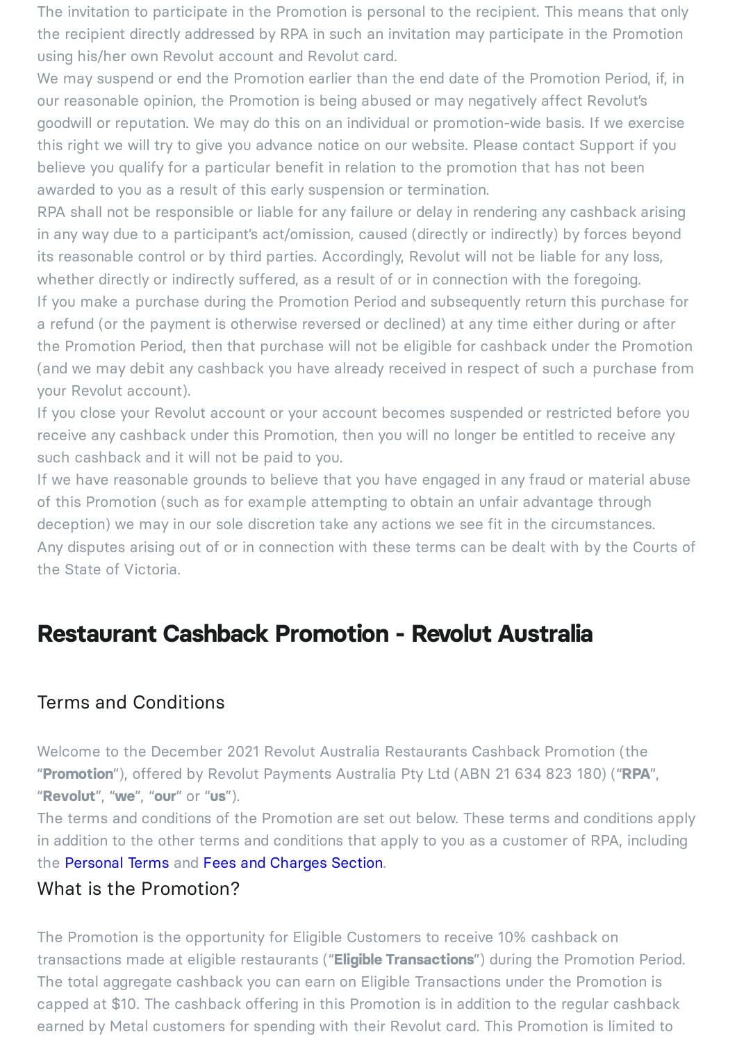The invitation to participate in the Promotion is personal to the recipient. This means that only the recipient directly addressed by RPA in such an invitation may participate in the Promotion using his/her own Revolut account and Revolut card.

We may suspend or end the Promotion earlier than the end date of the Promotion Period, if, in our reasonable opinion, the Promotion is being abused or may negatively affect Revolut's goodwill or reputation. We may do this on an individual or promotion-wide basis. If we exercise this right we will try to give you advance notice on our website. Please contact Support if you believe you qualify for a particular benefit in relation to the promotion that has not been awarded to you as a result of this early suspension or termination.

RPA shall not be responsible or liable for any failure or delay in rendering any cashback arising in any way due to a participant's act/omission, caused (directly or indirectly) by forces beyond its reasonable control or by third parties. Accordingly, Revolut will not be liable for any loss, whether directly or indirectly suffered, as a result of or in connection with the foregoing.

If you make a purchase during the Promotion Period and subsequently return this purchase for a refund (or the payment is otherwise reversed or declined) at any time either during or after the Promotion Period, then that purchase will not be eligible for cashback under the Promotion (and we may debit any cashback you have already received in respect of such a purchase from your Revolut account).

If you close your Revolut account or your account becomes suspended or restricted before you receive any cashback under this Promotion, then you will no longer be entitled to receive any such cashback and it will not be paid to you.

If we have reasonable grounds to believe that you have engaged in any fraud or material abuse of this Promotion (such as for example attempting to obtain an unfair advantage through deception) we may in our sole discretion take any actions we see fit in the circumstances.

Any disputes arising out of or in connection with these terms can be dealt with by the Courts of the State of Victoria.

# Restaurant Cashback Promotion - Revolut Australia

## Terms and Conditions

Welcome to the December 2021 Revolut Australia Restaurants Cashback Promotion (the "**Promotion**"), offered by Revolut Payments Australia Pty Ltd (ABN 21 634 823 180) ("**RPA**", "**Revolut**", "**we**", "**our**" or "**us**").

The terms and conditions of the Promotion are set out below. These terms and conditions apply in addition to the other terms and conditions that apply to you as a customer of RPA, including the Personal Terms and Fees and Charges Section.

## What is the Promotion?

The Promotion is the opportunity for Eligible Customers to receive 10% cashback on transactions made at eligible restaurants ("**Eligible Transactions**") during the Promotion Period. The total aggregate cashback you can earn on Eligible Transactions under the Promotion is capped at $10. The cashback offering in this Promotion is in addition to the regular cashback earned by Metal customers for spending with their Revolut card. This Promotion is limited to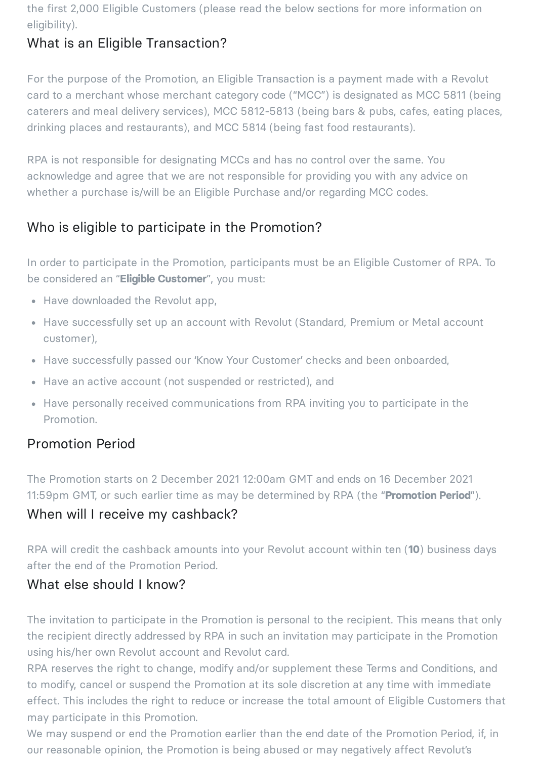the first 2,000 Eligible Customers (please read the below sections for more information on eligibility).

## What is an Eligible Transaction?

For the purpose of the Promotion, an Eligible Transaction is a payment made with a Revolut card to a merchant whose merchant category code ("MCC") is designated as MCC 5811 (being caterers and meal delivery services), MCC 5812-5813 (being bars & pubs, cafes, eating places, drinking places and restaurants), and MCC 5814 (being fast food restaurants).

RPA is not responsible for designating MCCs and has no control over the same. You acknowledge and agree that we are not responsible for providing you with any advice on whether a purchase is/will be an Eligible Purchase and/or regarding MCC codes.

## Who is eligible to participate in the Promotion?

In order to participate in the Promotion, participants must be an Eligible Customer of RPA. To be considered an "**Eligible Customer**", you must:

- Have downloaded the Revolut app,
- Have successfully set up an account with Revolut (Standard, Premium or Metal account customer),
- Have successfully passed our 'Know Your Customer' checks and been onboarded,
- Have an active account (not suspended or restricted), and
- Have personally received communications from RPA inviting you to participate in the Promotion.

## Promotion Period

The Promotion starts on 2 December 2021 12:00am GMT and ends on 16 December 2021 11:59pm GMT, or such earlier time as may be determined by RPA (the "**Promotion Period**").

## When will I receive my cashback?

RPA will credit the cashback amounts into your Revolut account within ten (**10**) business days after the end of the Promotion Period.

## What else should I know?

The invitation to participate in the Promotion is personal to the recipient. This means that only the recipient directly addressed by RPA in such an invitation may participate in the Promotion using his/her own Revolut account and Revolut card.

RPA reserves the right to change, modify and/or supplement these Terms and Conditions, and to modify, cancel or suspend the Promotion at its sole discretion at any time with immediate effect. This includes the right to reduce or increase the total amount of Eligible Customers that may participate in this Promotion.

We may suspend or end the Promotion earlier than the end date of the Promotion Period, if, in our reasonable opinion, the Promotion is being abused or may negatively affect Revolut's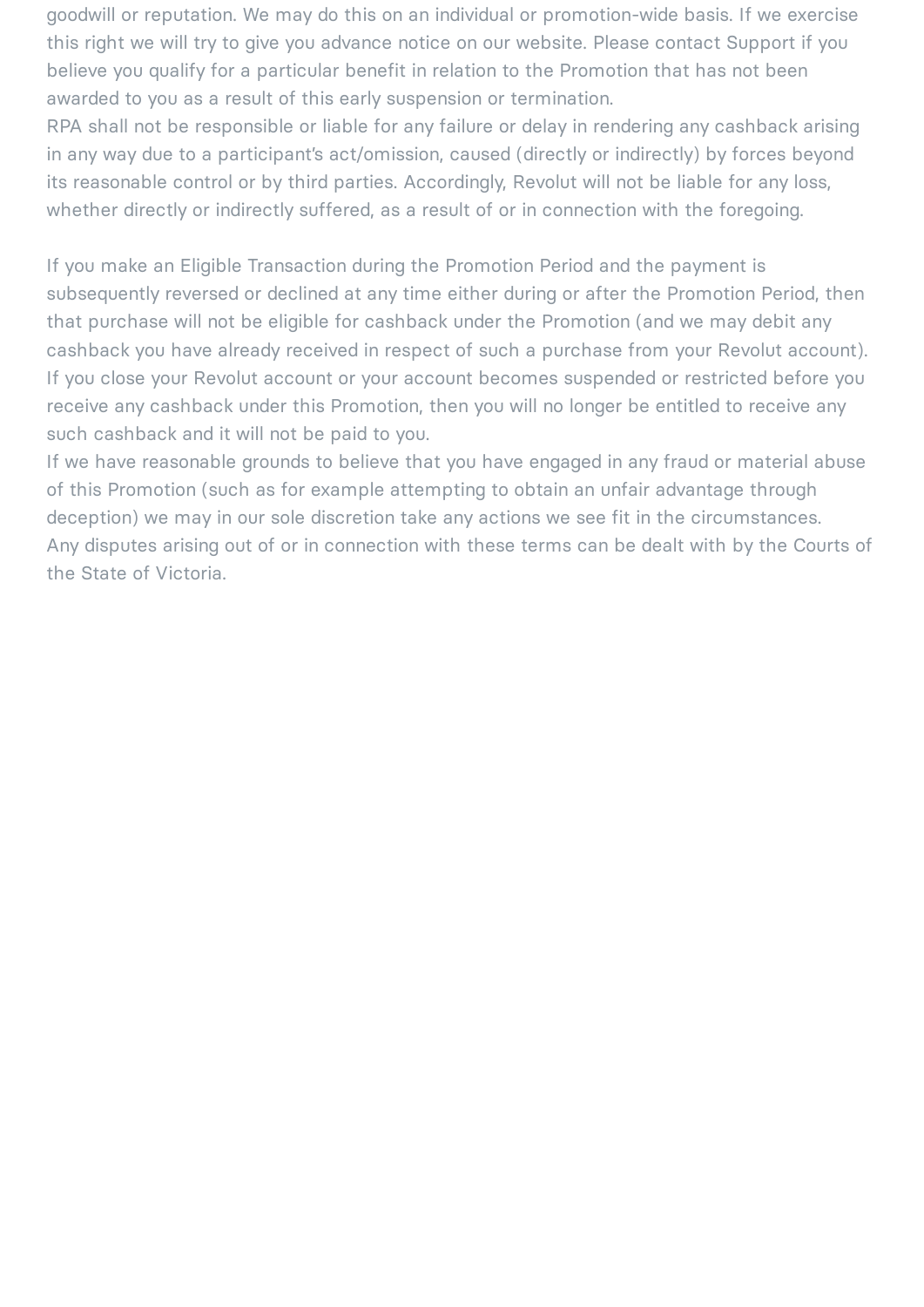goodwill or reputation. We may do this on an individual or promotion-wide basis. If we exercise this right we will try to give you advance notice on our website. Please contact Support if you believe you qualify for a particular benefit in relation to the Promotion that has not been awarded to you as a result of this early suspension or termination.

RPA shall not be responsible or liable for any failure or delay in rendering any cashback arising in any way due to a participant's act/omission, caused (directly or indirectly) by forces beyond its reasonable control or by third parties. Accordingly, Revolut will not be liable for any loss, whether directly or indirectly suffered, as a result of or in connection with the foregoing.

If you make an Eligible Transaction during the Promotion Period and the payment is subsequently reversed or declined at any time either during or after the Promotion Period, then that purchase will not be eligible for cashback under the Promotion (and we may debit any cashback you have already received in respect of such a purchase from your Revolut account).

If you close your Revolut account or your account becomes suspended or restricted before you receive any cashback under this Promotion, then you will no longer be entitled to receive any such cashback and it will not be paid to you.

If we have reasonable grounds to believe that you have engaged in any fraud or material abuse of this Promotion (such as for example attempting to obtain an unfair advantage through deception) we may in our sole discretion take any actions we see fit in the circumstances.

Any disputes arising out of or in connection with these terms can be dealt with by the Courts of the State of Victoria.